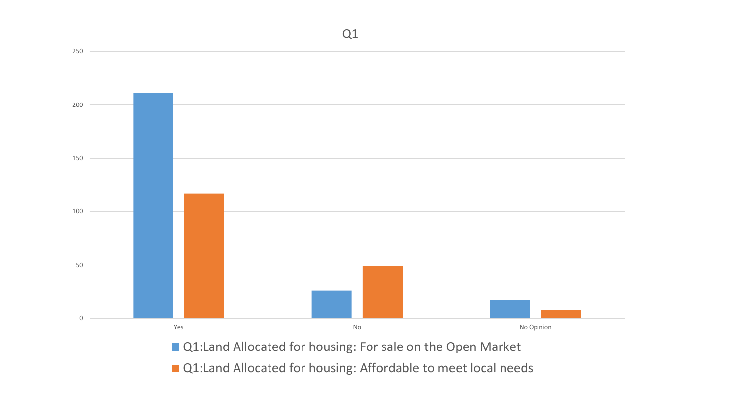# Q1

| | Q1:Land Allocated for housing: For sale on the Open Market | Q1:Land Allocated for housing: Affordable to meet local needs |
|---|---|---|
| Yes | 211 | 117 |
| No | 26 | 49 |
| No Opinion | 17 | 8 |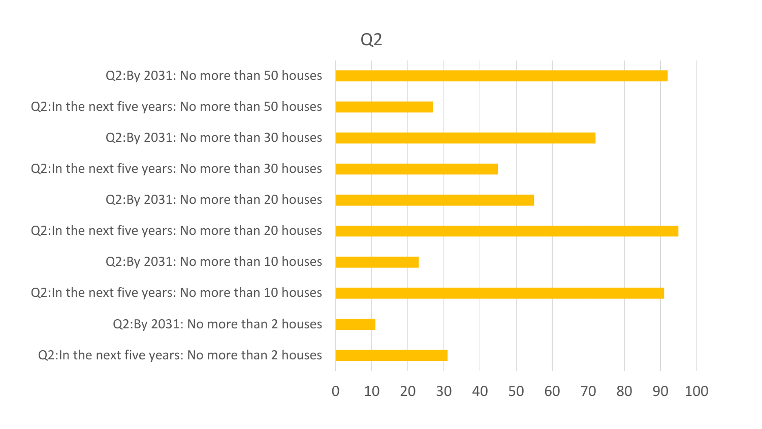## Q2

- Q2:By 2031: No more than 50 houses
- Q2:In the next five years: No more than 50 houses
- Q2:By 2031: No more than 30 houses
- Q2:In the next five years: No more than 30 houses
- Q2:By 2031: No more than 20 houses
- Q2:In the next five years: No more than 20 houses
- Q2:By 2031: No more than 10 houses
- Q2:In the next five years: No more than 10 houses
- Q2:By 2031: No more than 2 houses
- Q2:In the next five years: No more than 2 houses

0 10 20 30 40 50 60 70 80 90 100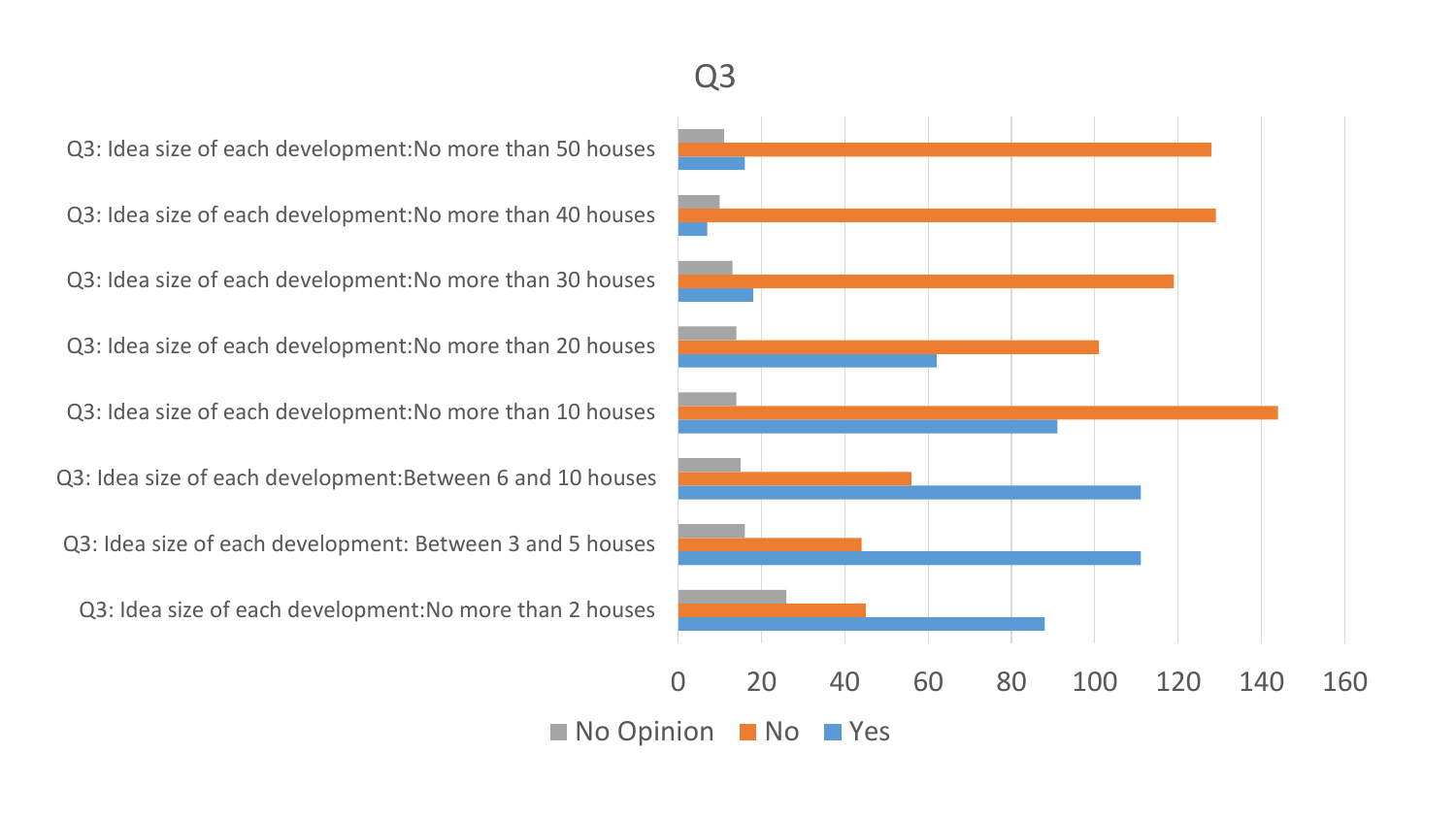# Q3

| | No Opinion | No | Yes |
|---|---|---|---|
| Q3: Idea size of each development:No more than 50 houses | 11 | 128 | 16 |
| Q3: Idea size of each development:No more than 40 houses | 10 | 129 | 7 |
| Q3: Idea size of each development:No more than 30 houses | 13 | 119 | 18 |
| Q3: Idea size of each development:No more than 20 houses | 14 | 101 | 62 |
| Q3: Idea size of each development:No more than 10 houses | 14 | 144 | 91 |
| Q3: Idea size of each development:Between 6 and 10 houses | 15 | 56 | 111 |
| Q3: Idea size of each development: Between 3 and 5 houses | 16 | 44 | 111 |
| Q3: Idea size of each development:No more than 2 houses | 26 | 45 | 88 |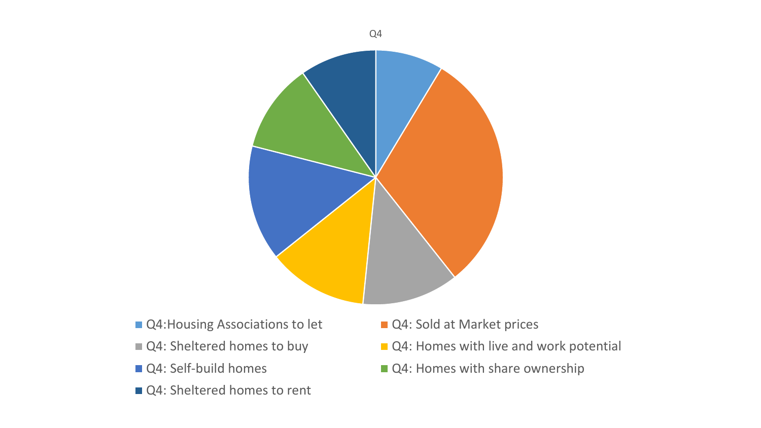Q4

- Q4:Housing Associations to let
- Q4: Sold at Market prices
- Q4: Sheltered homes to buy
- Q4: Homes with live and work potential
- Q4: Self-build homes
- Q4: Homes with share ownership
- Q4: Sheltered homes to rent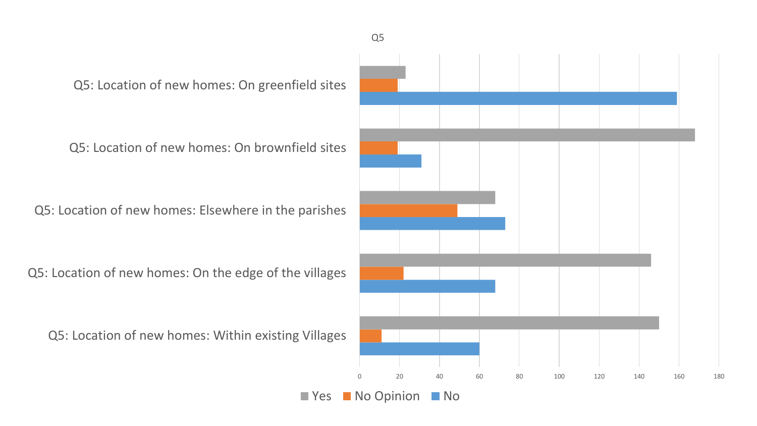Q5

| | Yes | No Opinion | No |
|---|---|---|---|
| Q5: Location of new homes: On greenfield sites | 23 | 19 | 159 |
| Q5: Location of new homes: On brownfield sites | 168 | 19 | 31 |
| Q5: Location of new homes: Elsewhere in the parishes | 68 | 49 | 73 |
| Q5: Location of new homes: On the edge of the villages | 146 | 22 | 68 |
| Q5: Location of new homes: Within existing Villages | 150 | 11 | 60 |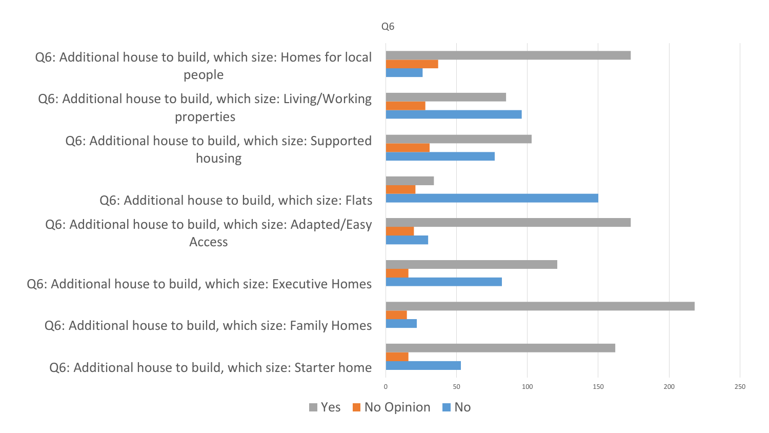Q6

| | Yes | No Opinion | No |
|---|---|---|---|
| Q6: Additional house to build, which size: Homes for local people | | | |
| Q6: Additional house to build, which size: Living/Working properties | | | |
| Q6: Additional house to build, which size: Supported housing | | | |
| Q6: Additional house to build, which size: Flats | | | |
| Q6: Additional house to build, which size: Adapted/Easy Access | | | |
| Q6: Additional house to build, which size: Executive Homes | | | |
| Q6: Additional house to build, which size: Family Homes | | | |
| Q6: Additional house to build, which size: Starter home | | | |

0 50 100 150 200 250

Yes No Opinion No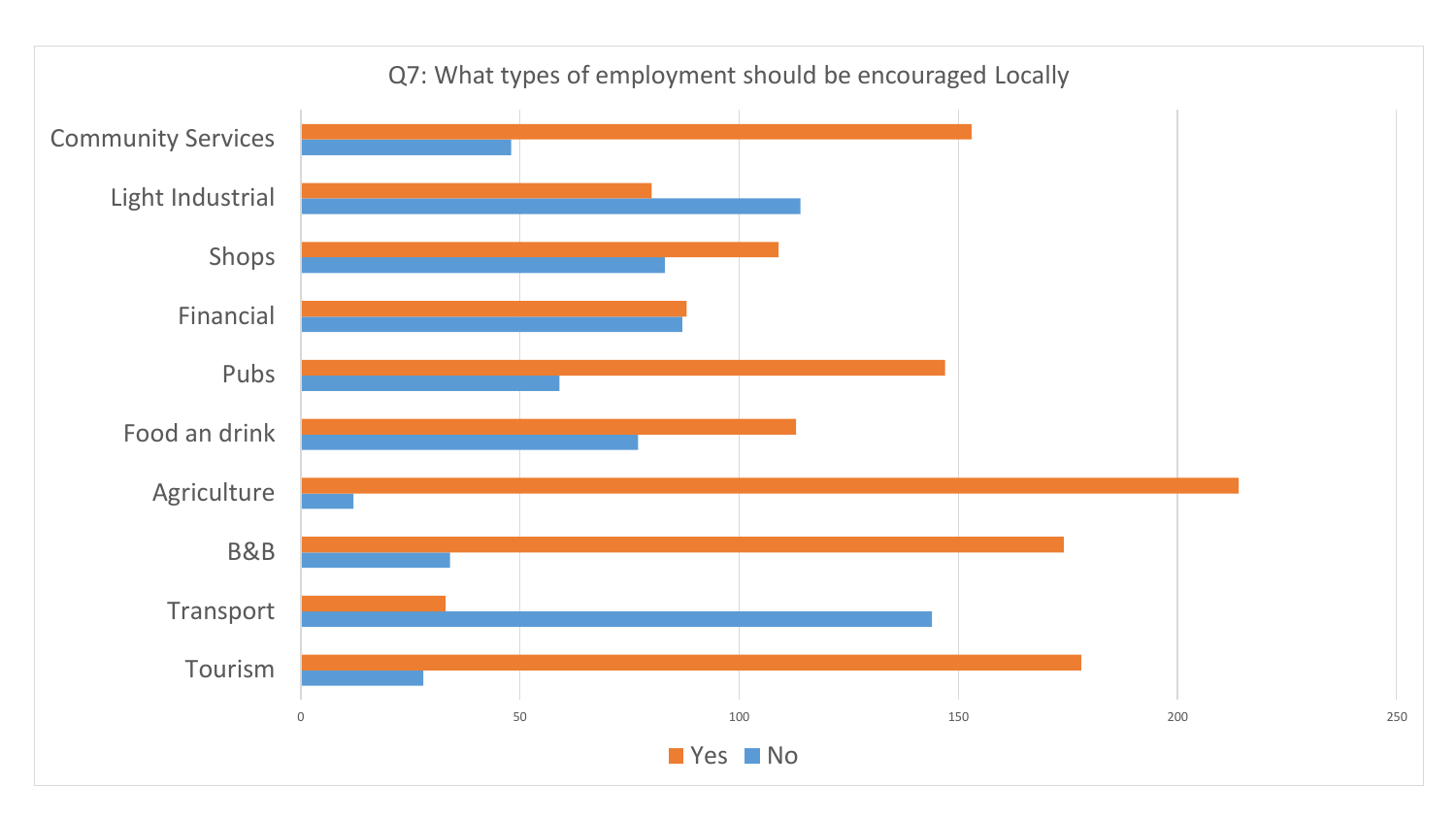Q7: What types of employment should be encouraged Locally

| Category | Yes | No |
| --- | --- | --- |
| Community Services | 153 | 48 |
| Light Industrial | 80 | 114 |
| Shops | 109 | 83 |
| Financial | 88 | 87 |
| Pubs | 147 | 59 |
| Food an drink | 113 | 77 |
| Agriculture | 214 | 12 |
| B&B | 174 | 34 |
| Transport | 33 | 144 |
| Tourism | 178 | 28 |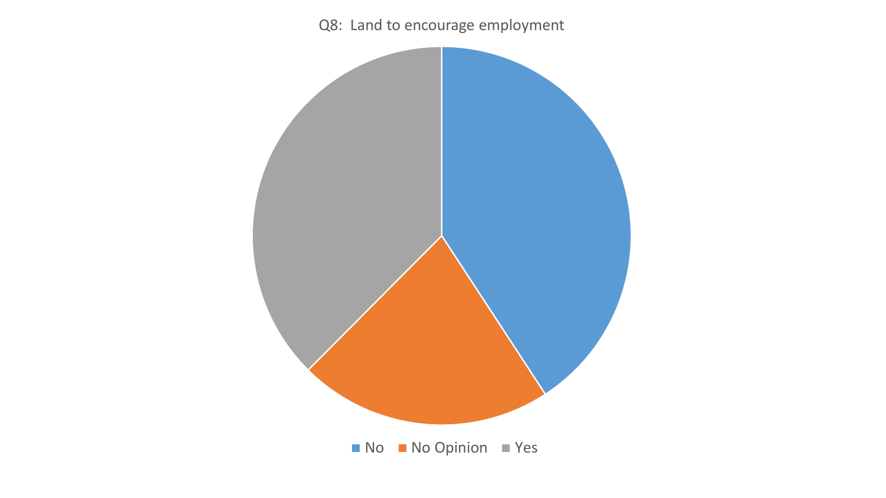Q8: Land to encourage employment

No | No Opinion | Yes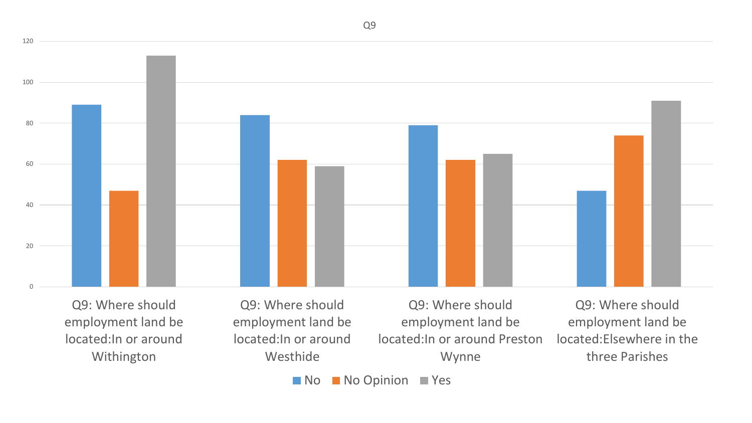Q9

| | No | No Opinion | Yes |
|---|---|---|---|
| Q9: Where should employment land be located:In or around Withington | 89 | 47 | 113 |
| Q9: Where should employment land be located:In or around Westhide | 84 | 62 | 59 |
| Q9: Where should employment land be located:In or around Preston Wynne | 79 | 62 | 65 |
| Q9: Where should employment land be located:Elsewhere in the three Parishes | 47 | 74 | 91 |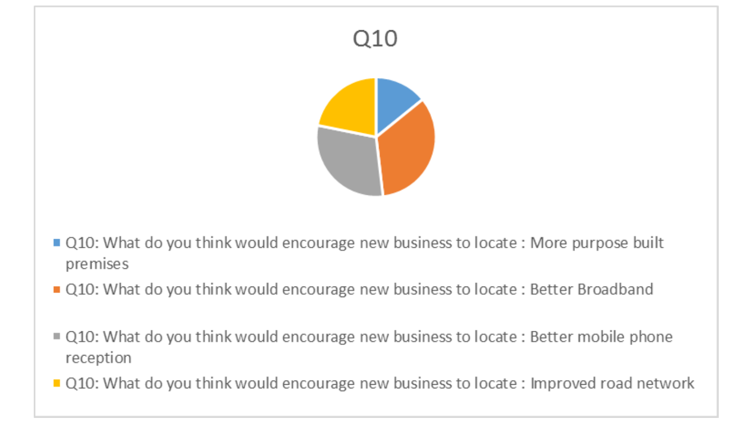# Q10

- Q10: What do you think would encourage new business to locate : More purpose built premises
- Q10: What do you think would encourage new business to locate : Better Broadband
- Q10: What do you think would encourage new business to locate : Better mobile phone reception
- Q10: What do you think would encourage new business to locate : Improved road network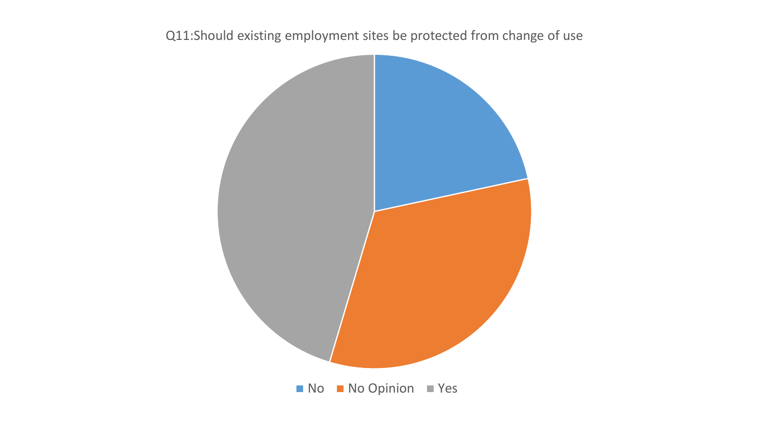Q11:Should existing employment sites be protected from change of use

No | No Opinion | Yes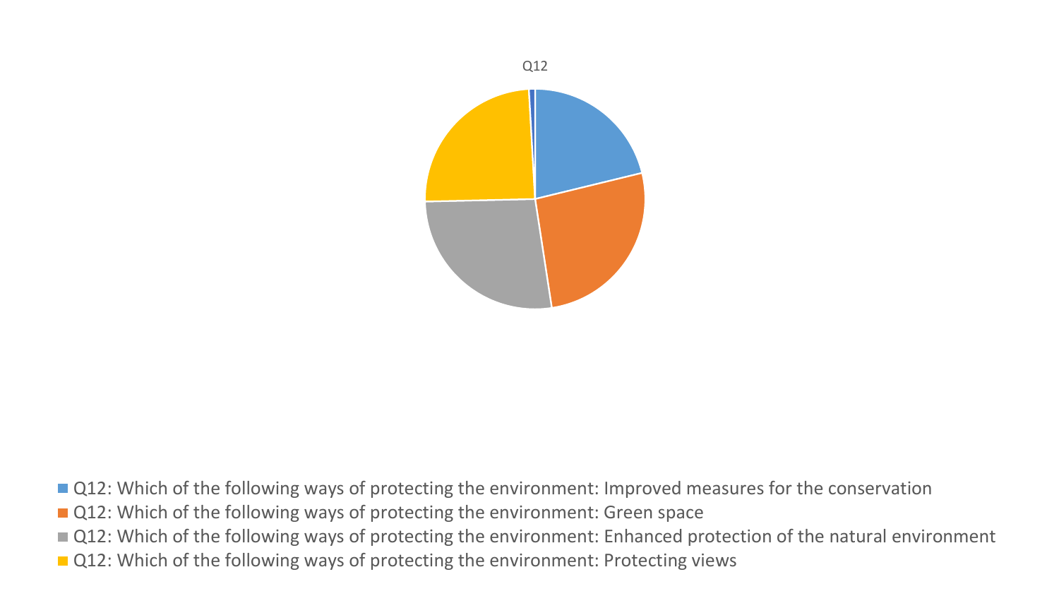Q12

- Q12: Which of the following ways of protecting the environment: Improved measures for the conservation
- Q12: Which of the following ways of protecting the environment: Green space
- Q12: Which of the following ways of protecting the environment: Enhanced protection of the natural environment
- Q12: Which of the following ways of protecting the environment: Protecting views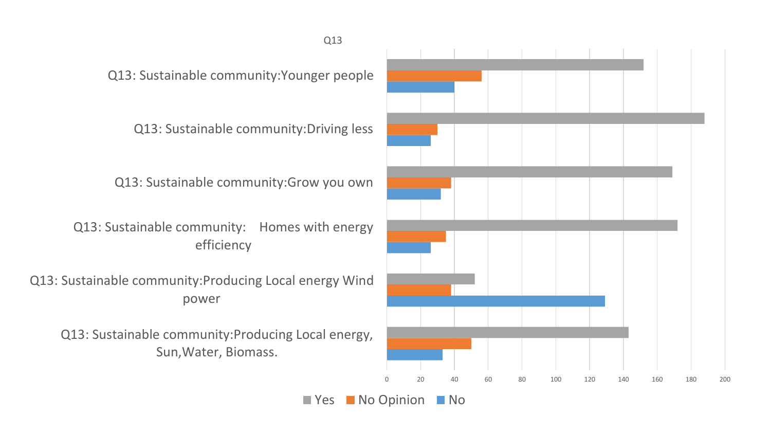Q13

Q13: Sustainable community:Younger people

Q13: Sustainable community:Driving less

Q13: Sustainable community:Grow you own

Q13: Sustainable community: Homes with energy efficiency

Q13: Sustainable community:Producing Local energy Wind power

Q13: Sustainable community:Producing Local energy, Sun,Water, Biomass.

0 20 40 60 80 100 120 140 160 180 200

Yes | No Opinion | No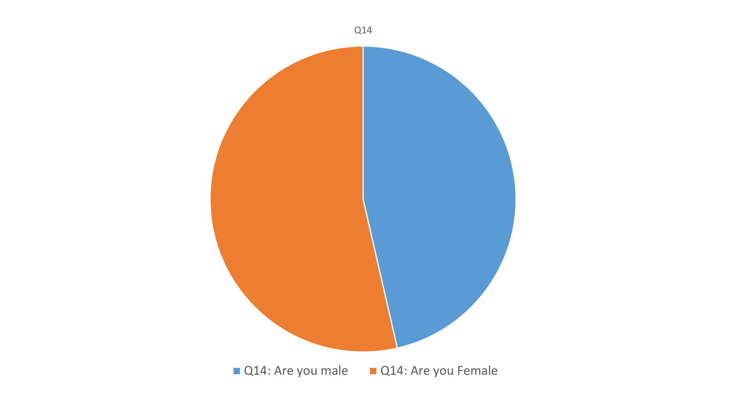Q14

- Q14: Are you male
- Q14: Are you Female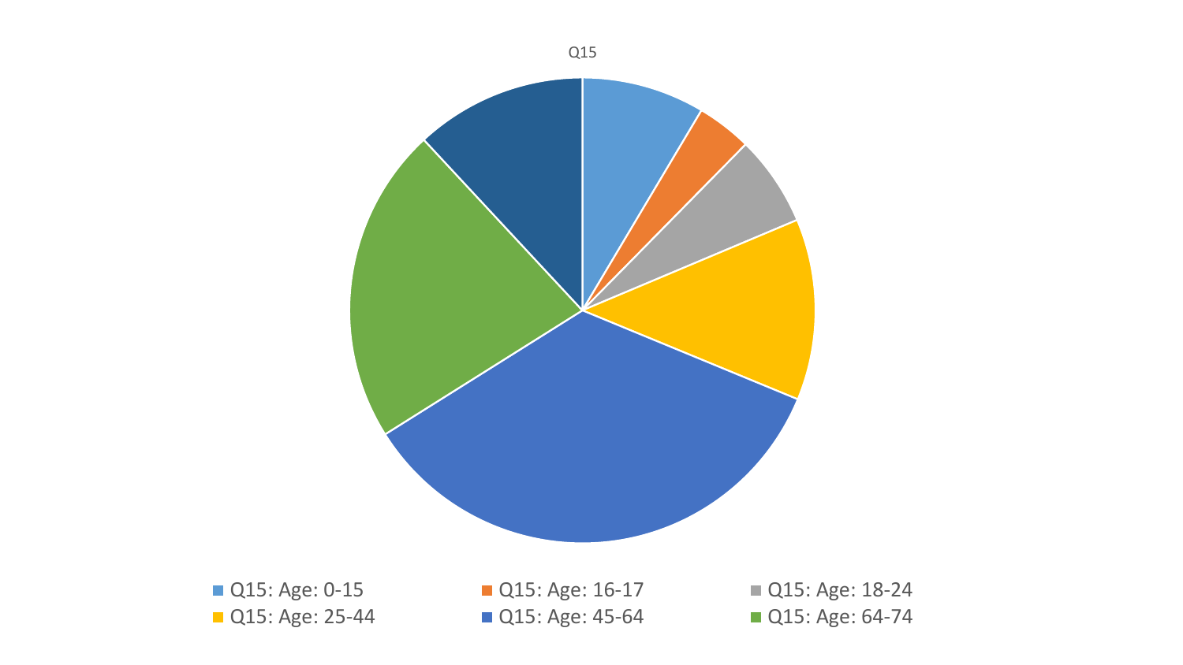Q15

- Q15: Age: 0-15
- Q15: Age: 16-17
- Q15: Age: 18-24
- Q15: Age: 25-44
- Q15: Age: 45-64
- Q15: Age: 64-74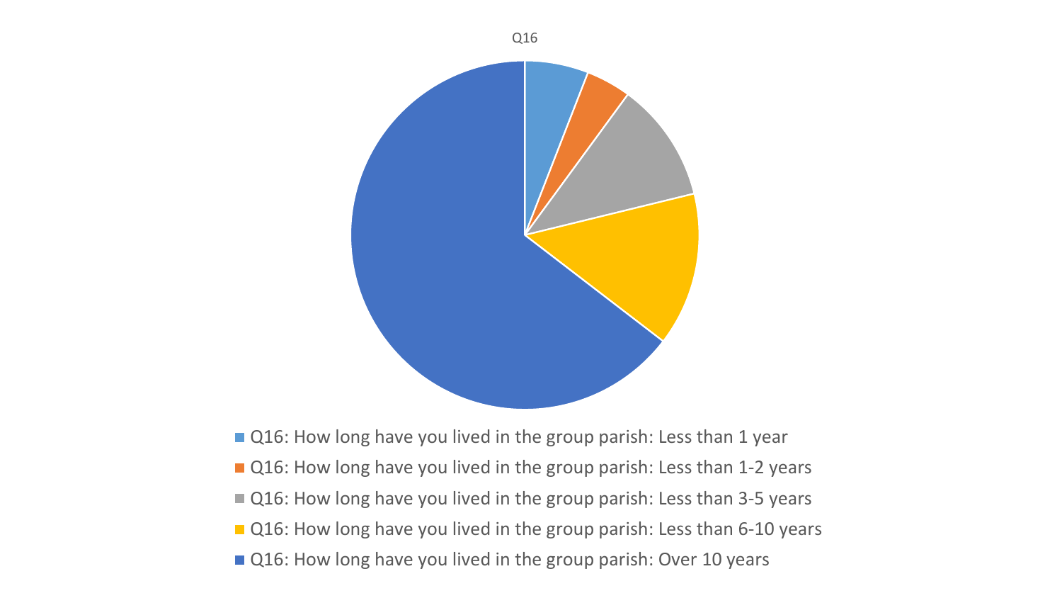Q16

- Q16: How long have you lived in the group parish: Less than 1 year
- Q16: How long have you lived in the group parish: Less than 1-2 years
- Q16: How long have you lived in the group parish: Less than 3-5 years
- Q16: How long have you lived in the group parish: Less than 6-10 years
- Q16: How long have you lived in the group parish: Over 10 years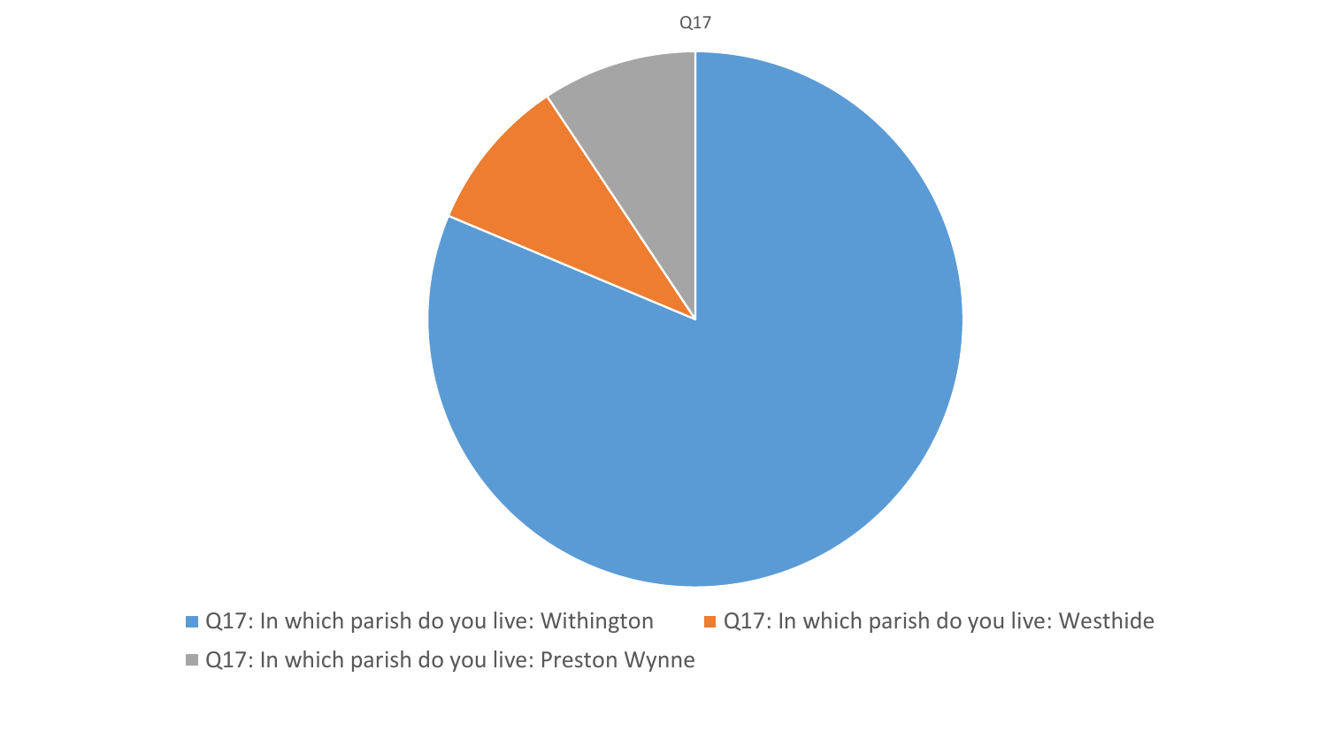Q17

Q17: In which parish do you live: Withington

Q17: In which parish do you live: Westhide

Q17: In which parish do you live: Preston Wynne